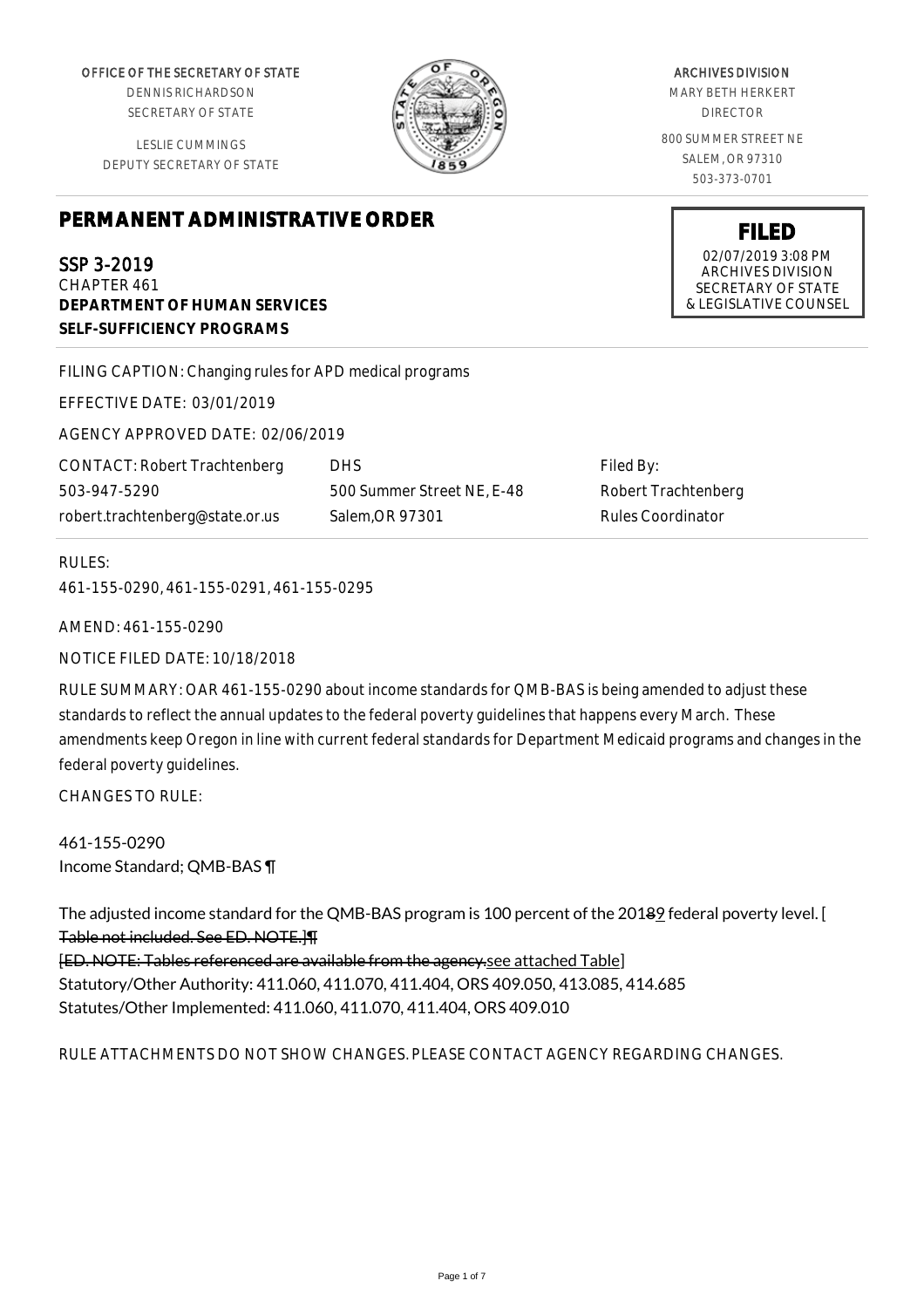OFFICE OF THE SECRETARY OF STATE
DENNIS RICHARDSON
SECRETARY OF STATE

LESLIE CUMMINGS
DEPUTY SECRETARY OF STATE

ARCHIVES DIVISION
MARY BETH HERKERT
DIRECTOR

800 SUMMER STREET NE
SALEM, OR 97310
503-373-0701

**FILED**
02/07/2019 3:08 PM
ARCHIVES DIVISION
SECRETARY OF STATE
& LEGISLATIVE COUNSEL

# PERMANENT ADMINISTRATIVE ORDER

SSP 3-2019
CHAPTER 461
**DEPARTMENT OF HUMAN SERVICES**
**SELF-SUFFICIENCY PROGRAMS**

FILING CAPTION: Changing rules for APD medical programs

EFFECTIVE DATE: 03/01/2019

AGENCY APPROVED DATE: 02/06/2019

| CONTACT: Robert Trachtenberg | DHS | Filed By: |
|---|---|---|
| 503-947-5290 | 500 Summer Street NE, E-48 | Robert Trachtenberg |
| robert.trachtenberg@state.or.us | Salem,OR 97301 | Rules Coordinator |

RULES:
461-155-0290, 461-155-0291, 461-155-0295

AMEND: 461-155-0290

NOTICE FILED DATE: 10/18/2018

RULE SUMMARY: OAR 461-155-0290 about income standards for QMB-BAS is being amended to adjust these standards to reflect the annual updates to the federal poverty guidelines that happens every March. These amendments keep Oregon in line with current federal standards for Department Medicaid programs and changes in the federal poverty guidelines.

CHANGES TO RULE:

461-155-0290
Income Standard; QMB-BAS ¶

The adjusted income standard for the QMB-BAS program is 100 percent of the 201~~8~~9 federal poverty level. [ ~~Table not included. See ED. NOTE.]¶~~
~~[ED. NOTE: Tables referenced are available from the agency.~~see attached Table]
Statutory/Other Authority: 411.060, 411.070, 411.404, ORS 409.050, 413.085, 414.685
Statutes/Other Implemented: 411.060, 411.070, 411.404, ORS 409.010

RULE ATTACHMENTS DO NOT SHOW CHANGES. PLEASE CONTACT AGENCY REGARDING CHANGES.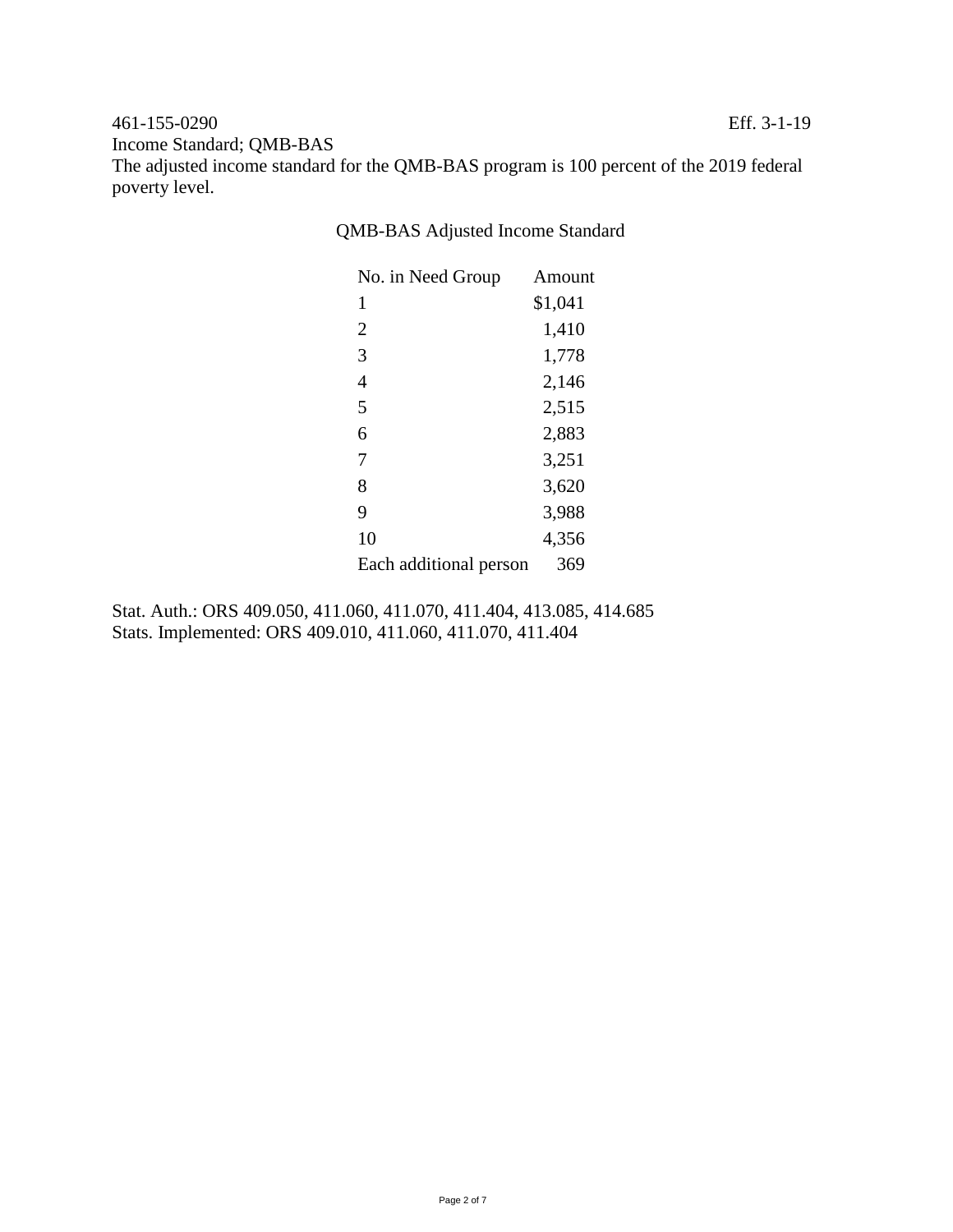461-155-0290 Eff. 3-1-19

Income Standard; QMB-BAS

The adjusted income standard for the QMB-BAS program is 100 percent of the 2019 federal poverty level.

QMB-BAS Adjusted Income Standard

| No. in Need Group | Amount |
|---|---|
| 1 | $1,041 |
| 2 | 1,410 |
| 3 | 1,778 |
| 4 | 2,146 |
| 5 | 2,515 |
| 6 | 2,883 |
| 7 | 3,251 |
| 8 | 3,620 |
| 9 | 3,988 |
| 10 | 4,356 |
| Each additional person | 369 |

Stat. Auth.: ORS 409.050, 411.060, 411.070, 411.404, 413.085, 414.685
Stats. Implemented: ORS 409.010, 411.060, 411.070, 411.404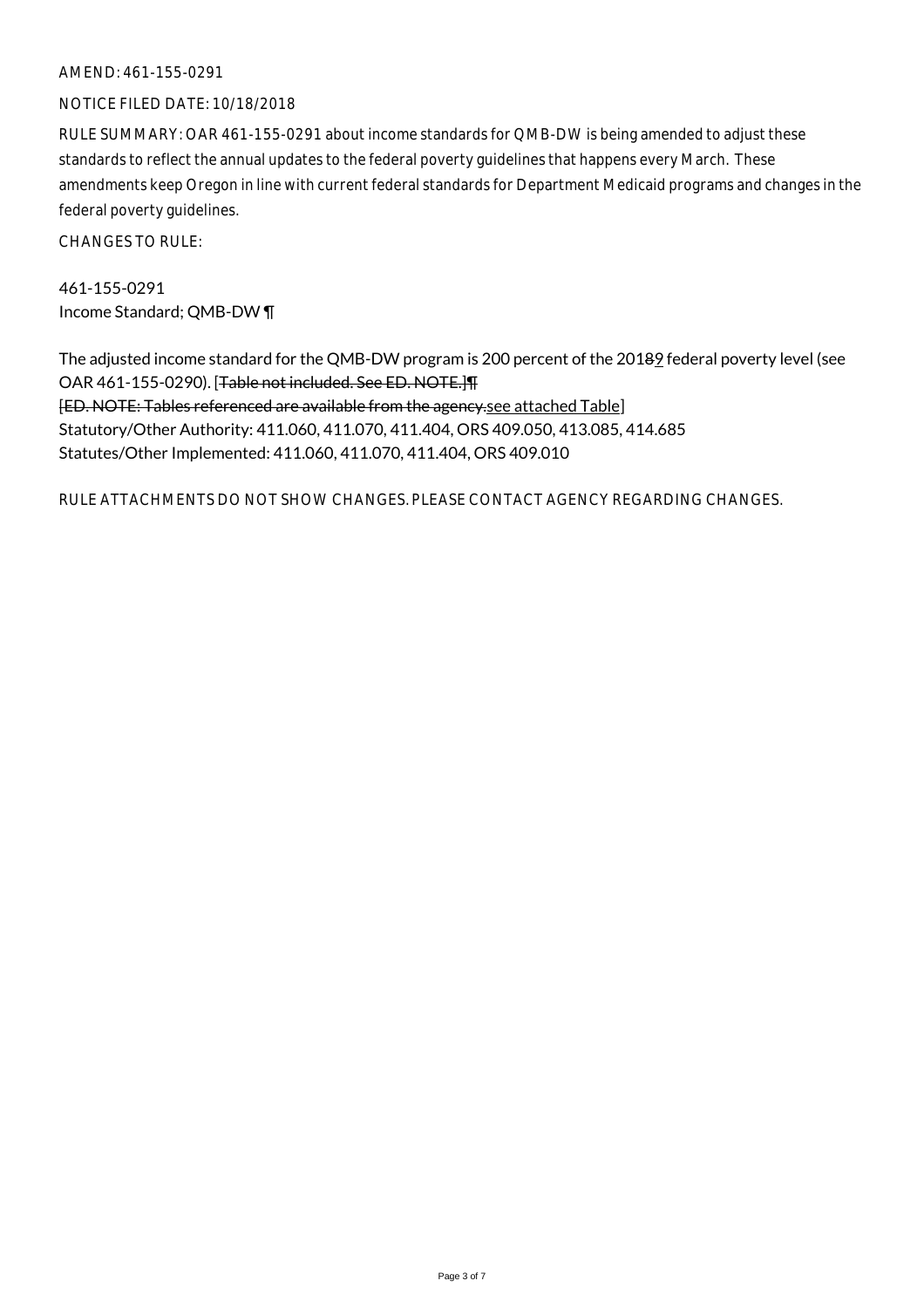AMEND: 461-155-0291

NOTICE FILED DATE: 10/18/2018

RULE SUMMARY: OAR 461-155-0291 about income standards for QMB-DW is being amended to adjust these standards to reflect the annual updates to the federal poverty guidelines that happens every March. These amendments keep Oregon in line with current federal standards for Department Medicaid programs and changes in the federal poverty guidelines.

CHANGES TO RULE:

461-155-0291
Income Standard; QMB-DW ¶

The adjusted income standard for the QMB-DW program is 200 percent of the 2018~~8~~9 federal poverty level (see OAR 461-155-0290). [~~Table not included. See ED. NOTE.]¶~~
~~[ED. NOTE: Tables referenced are available from the agency.~~see attached Table]
Statutory/Other Authority: 411.060, 411.070, 411.404, ORS 409.050, 413.085, 414.685
Statutes/Other Implemented: 411.060, 411.070, 411.404, ORS 409.010

RULE ATTACHMENTS DO NOT SHOW CHANGES. PLEASE CONTACT AGENCY REGARDING CHANGES.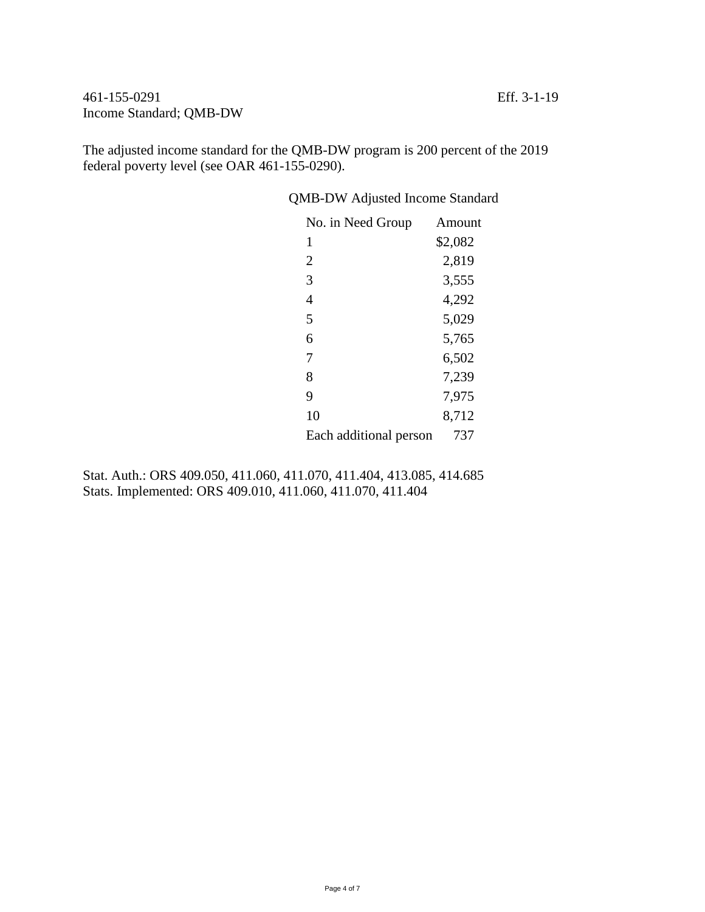461-155-0291 Eff. 3-1-19
Income Standard; QMB-DW

The adjusted income standard for the QMB-DW program is 200 percent of the 2019 federal poverty level (see OAR 461-155-0290).

QMB-DW Adjusted Income Standard

| No. in Need Group | Amount |
|---|---|
| 1 | $2,082 |
| 2 | 2,819 |
| 3 | 3,555 |
| 4 | 4,292 |
| 5 | 5,029 |
| 6 | 5,765 |
| 7 | 6,502 |
| 8 | 7,239 |
| 9 | 7,975 |
| 10 | 8,712 |
| Each additional person | 737 |

Stat. Auth.: ORS 409.050, 411.060, 411.070, 411.404, 413.085, 414.685
Stats. Implemented: ORS 409.010, 411.060, 411.070, 411.404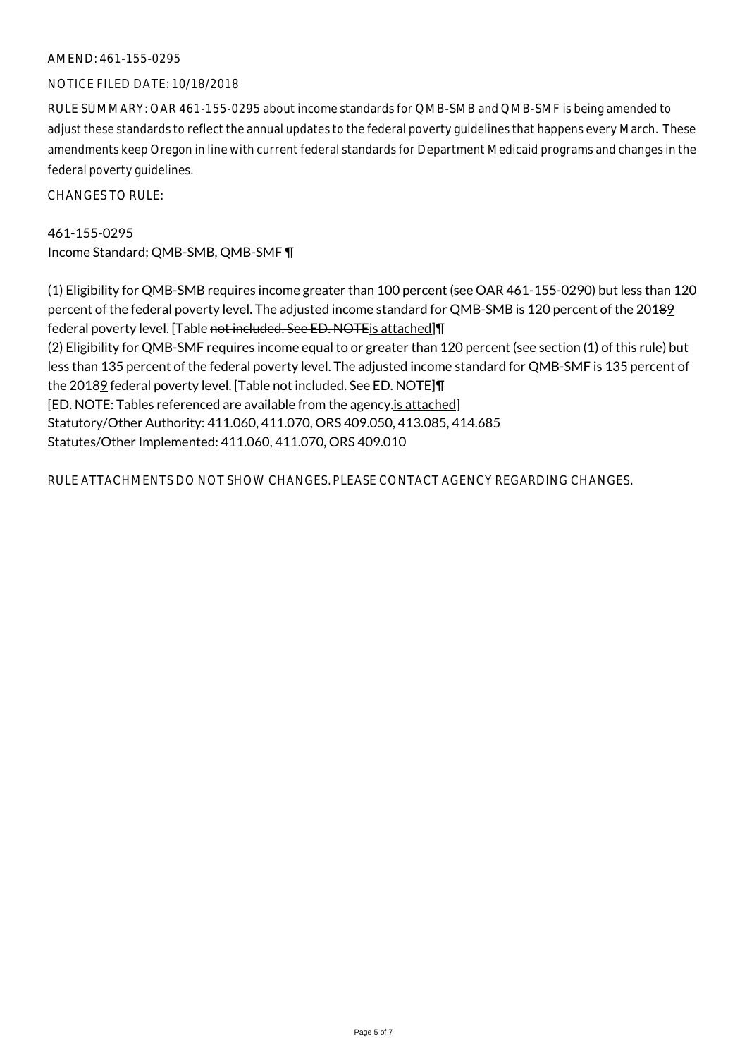AMEND: 461-155-0295

NOTICE FILED DATE: 10/18/2018

RULE SUMMARY: OAR 461-155-0295 about income standards for QMB-SMB and QMB-SMF is being amended to adjust these standards to reflect the annual updates to the federal poverty guidelines that happens every March. These amendments keep Oregon in line with current federal standards for Department Medicaid programs and changes in the federal poverty guidelines.

CHANGES TO RULE:

461-155-0295
Income Standard; QMB-SMB, QMB-SMF ¶

(1) Eligibility for QMB-SMB requires income greater than 100 percent (see OAR 461-155-0290) but less than 120 percent of the federal poverty level. The adjusted income standard for QMB-SMB is 120 percent of the 2018~~8~~9 federal poverty level. [Table ~~not included. See ED. NOTE~~is attached]¶
(2) Eligibility for QMB-SMF requires income equal to or greater than 120 percent (see section (1) of this rule) but less than 135 percent of the federal poverty level. The adjusted income standard for QMB-SMF is 135 percent of the 201~~8~~9 federal poverty level. [Table ~~not included. See ED. NOTE]¶~~
~~[ED. NOTE: Tables referenced are available from the agency.~~is attached]
Statutory/Other Authority: 411.060, 411.070, ORS 409.050, 413.085, 414.685
Statutes/Other Implemented: 411.060, 411.070, ORS 409.010

RULE ATTACHMENTS DO NOT SHOW CHANGES. PLEASE CONTACT AGENCY REGARDING CHANGES.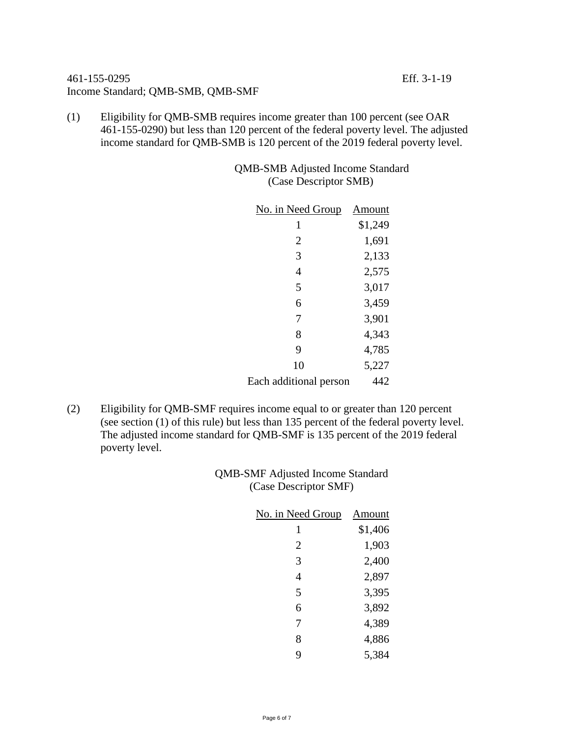461-155-0295 Eff. 3-1-19

Income Standard; QMB-SMB, QMB-SMF

(1) Eligibility for QMB-SMB requires income greater than 100 percent (see OAR 461-155-0290) but less than 120 percent of the federal poverty level. The adjusted income standard for QMB-SMB is 120 percent of the 2019 federal poverty level.

QMB-SMB Adjusted Income Standard
(Case Descriptor SMB)

| No. in Need Group | Amount |
|---|---|
| 1 | $1,249 |
| 2 | 1,691 |
| 3 | 2,133 |
| 4 | 2,575 |
| 5 | 3,017 |
| 6 | 3,459 |
| 7 | 3,901 |
| 8 | 4,343 |
| 9 | 4,785 |
| 10 | 5,227 |
| Each additional person | 442 |

(2) Eligibility for QMB-SMF requires income equal to or greater than 120 percent (see section (1) of this rule) but less than 135 percent of the federal poverty level. The adjusted income standard for QMB-SMF is 135 percent of the 2019 federal poverty level.

QMB-SMF Adjusted Income Standard
(Case Descriptor SMF)

| No. in Need Group | Amount |
|---|---|
| 1 | $1,406 |
| 2 | 1,903 |
| 3 | 2,400 |
| 4 | 2,897 |
| 5 | 3,395 |
| 6 | 3,892 |
| 7 | 4,389 |
| 8 | 4,886 |
| 9 | 5,384 |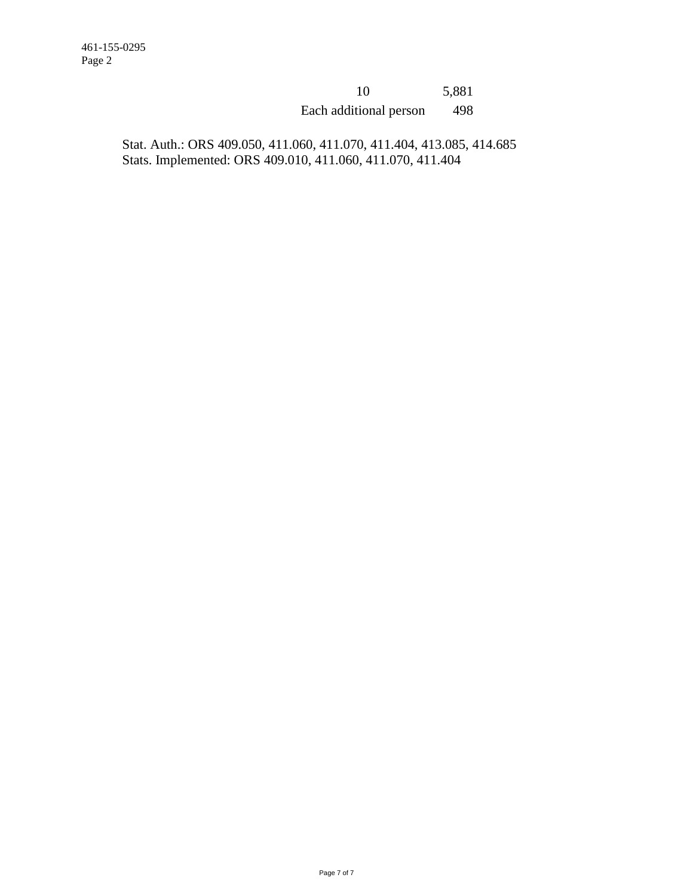| | |
|---|---|
| 10 | 5,881 |
| Each additional person | 498 |

Stat. Auth.: ORS 409.050, 411.060, 411.070, 411.404, 413.085, 414.685
Stats. Implemented: ORS 409.010, 411.060, 411.070, 411.404